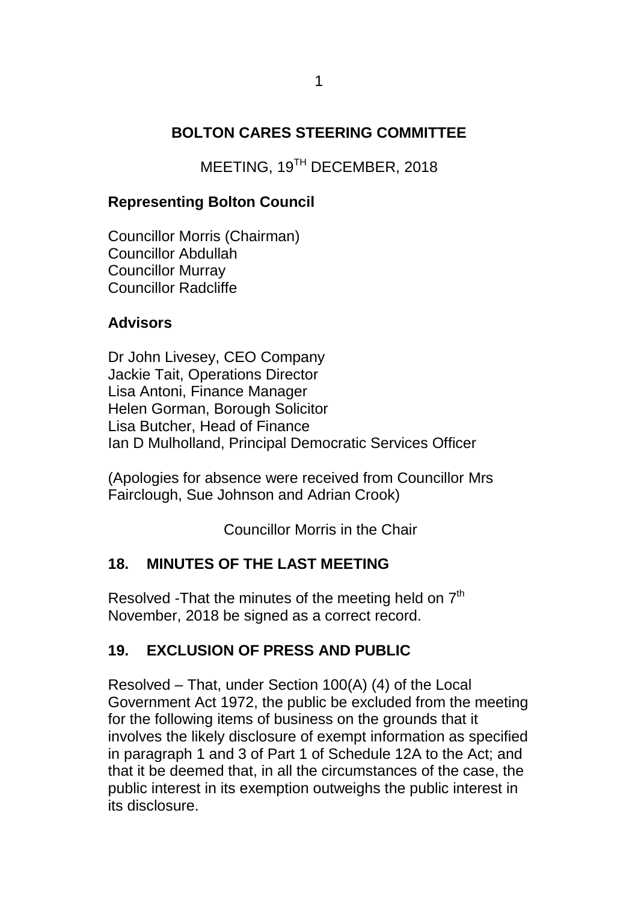# BOLTON CARES STEERING COMMITTEE

MEETING, 19TH DECEMBER, 2018

**Representing Bolton Council**

Councillor Morris (Chairman)
Councillor Abdullah
Councillor Murray
Councillor Radcliffe

**Advisors**

Dr John Livesey, CEO Company
Jackie Tait, Operations Director
Lisa Antoni, Finance Manager
Helen Gorman, Borough Solicitor
Lisa Butcher, Head of Finance
Ian D Mulholland, Principal Democratic Services Officer

(Apologies for absence were received from Councillor Mrs Fairclough, Sue Johnson and Adrian Crook)

Councillor Morris in the Chair

## 18. MINUTES OF THE LAST MEETING

Resolved -That the minutes of the meeting held on 7th November, 2018 be signed as a correct record.

## 19. EXCLUSION OF PRESS AND PUBLIC

Resolved – That, under Section 100(A) (4) of the Local Government Act 1972, the public be excluded from the meeting for the following items of business on the grounds that it involves the likely disclosure of exempt information as specified in paragraph 1 and 3 of Part 1 of Schedule 12A to the Act; and that it be deemed that, in all the circumstances of the case, the public interest in its exemption outweighs the public interest in its disclosure.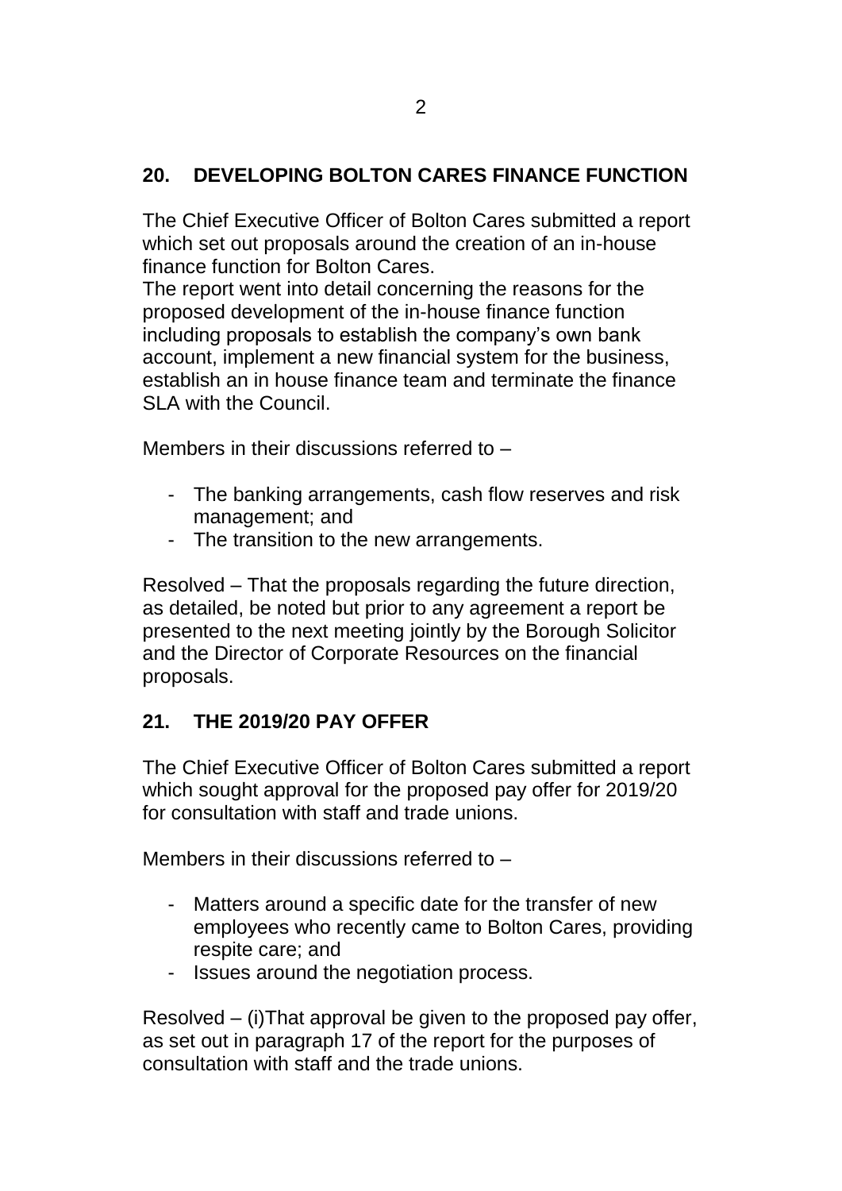## 20. DEVELOPING BOLTON CARES FINANCE FUNCTION

The Chief Executive Officer of Bolton Cares submitted a report which set out proposals around the creation of an in-house finance function for Bolton Cares.
The report went into detail concerning the reasons for the proposed development of the in-house finance function including proposals to establish the company's own bank account, implement a new financial system for the business, establish an in house finance team and terminate the finance SLA with the Council.

Members in their discussions referred to –

- The banking arrangements, cash flow reserves and risk management; and
- The transition to the new arrangements.

Resolved – That the proposals regarding the future direction, as detailed, be noted but prior to any agreement a report be presented to the next meeting jointly by the Borough Solicitor and the Director of Corporate Resources on the financial proposals.

## 21. THE 2019/20 PAY OFFER

The Chief Executive Officer of Bolton Cares submitted a report which sought approval for the proposed pay offer for 2019/20 for consultation with staff and trade unions.

Members in their discussions referred to –

- Matters around a specific date for the transfer of new employees who recently came to Bolton Cares, providing respite care; and
- Issues around the negotiation process.

Resolved – (i)That approval be given to the proposed pay offer, as set out in paragraph 17 of the report for the purposes of consultation with staff and the trade unions.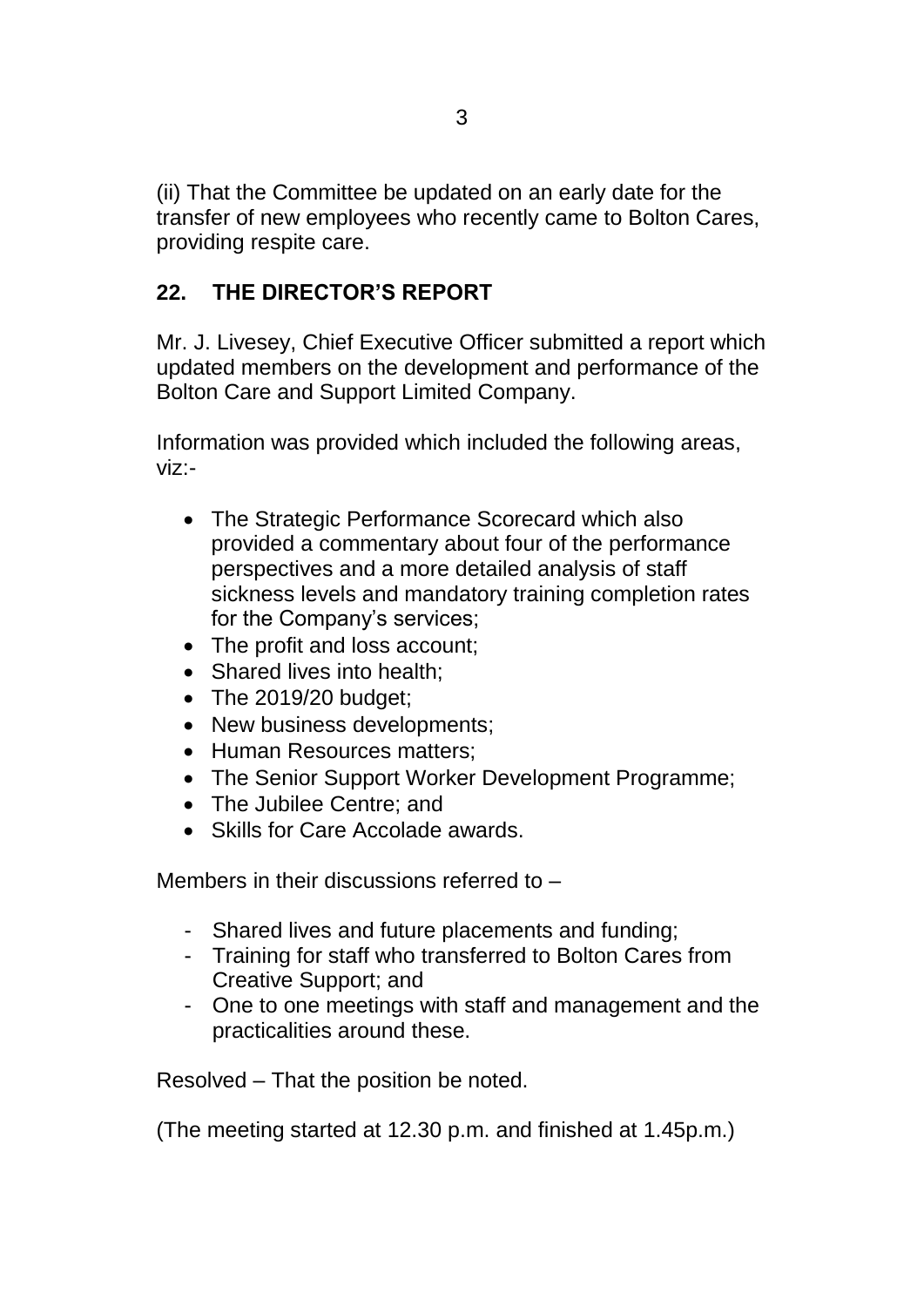(ii) That the Committee be updated on an early date for the transfer of new employees who recently came to Bolton Cares, providing respite care.

## 22. THE DIRECTOR'S REPORT

Mr. J. Livesey, Chief Executive Officer submitted a report which updated members on the development and performance of the Bolton Care and Support Limited Company.

Information was provided which included the following areas, viz:-

- The Strategic Performance Scorecard which also provided a commentary about four of the performance perspectives and a more detailed analysis of staff sickness levels and mandatory training completion rates for the Company's services;
- The profit and loss account;
- Shared lives into health;
- The 2019/20 budget;
- New business developments;
- Human Resources matters;
- The Senior Support Worker Development Programme;
- The Jubilee Centre; and
- Skills for Care Accolade awards.

Members in their discussions referred to –

- Shared lives and future placements and funding;
- Training for staff who transferred to Bolton Cares from Creative Support; and
- One to one meetings with staff and management and the practicalities around these.

Resolved – That the position be noted.

(The meeting started at 12.30 p.m. and finished at 1.45p.m.)